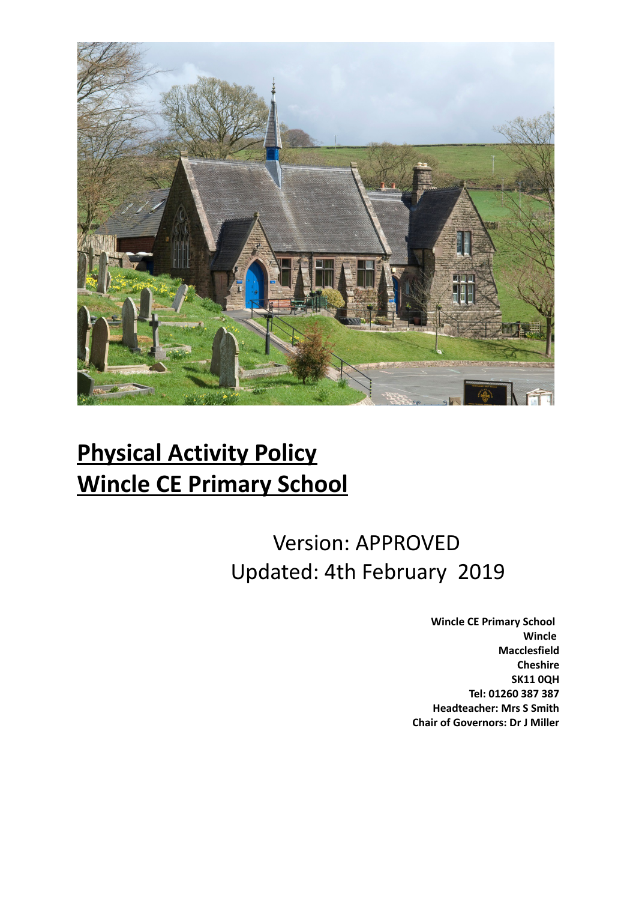# Physical Activity Policy
# Wincle CE Primary School

Version: APPROVED
Updated: 4th February 2019

**Wincle CE Primary School**
**Wincle**
**Macclesfield**
**Cheshire**
**SK11 0QH**
**Tel: 01260 387 387**
**Headteacher: Mrs S Smith**
**Chair of Governors: Dr J Miller**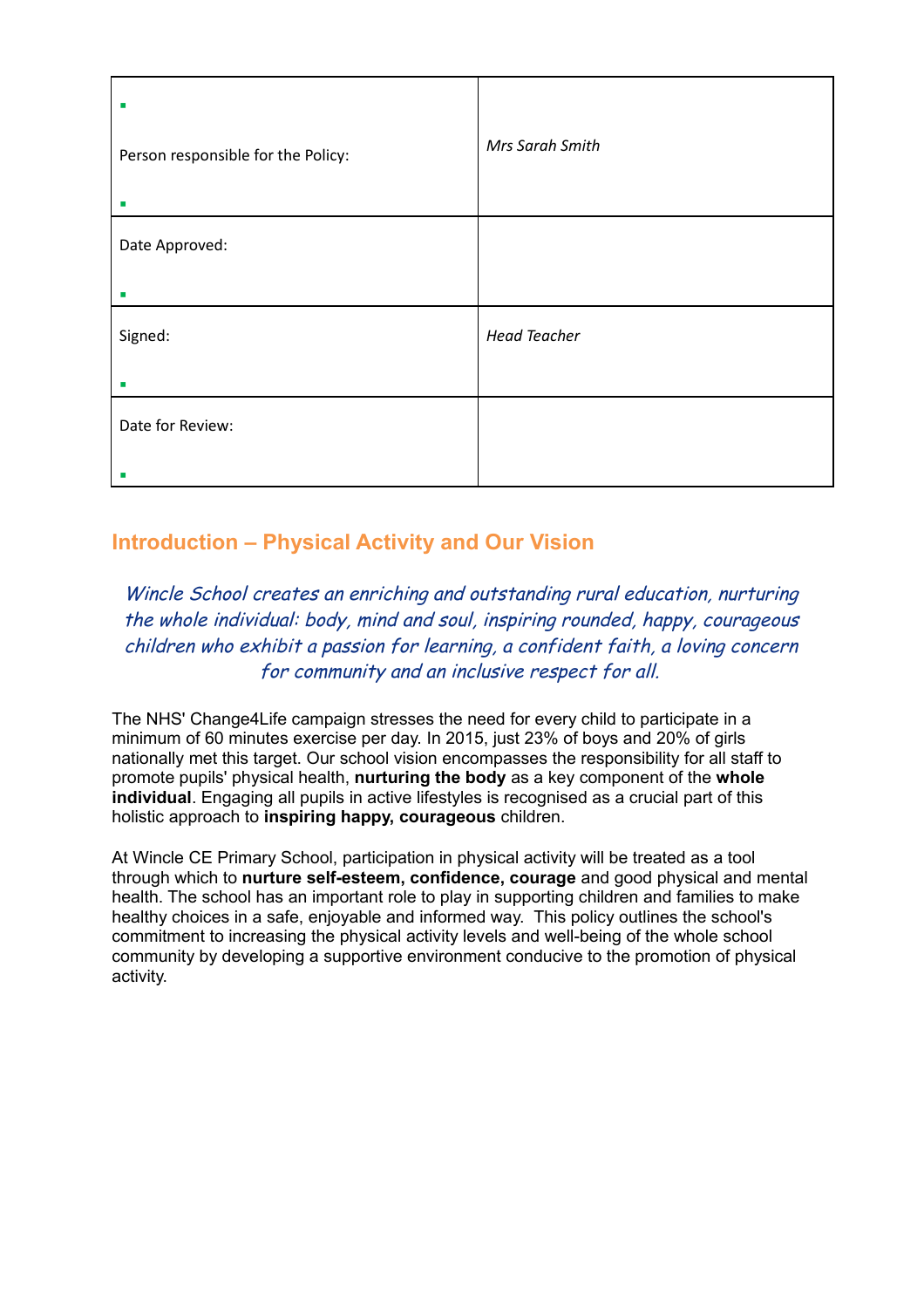| Person responsible for the Policy: | *Mrs Sarah Smith* |
|---|---|
| Date Approved: | |
| Signed: | *Head Teacher* |
| Date for Review: | |

## Introduction – Physical Activity and Our Vision

*Wincle School creates an enriching and outstanding rural education, nurturing the whole individual: body, mind and soul, inspiring rounded, happy, courageous children who exhibit a passion for learning, a confident faith, a loving concern for community and an inclusive respect for all.*

The NHS' Change4Life campaign stresses the need for every child to participate in a minimum of 60 minutes exercise per day. In 2015, just 23% of boys and 20% of girls nationally met this target. Our school vision encompasses the responsibility for all staff to promote pupils' physical health, **nurturing the body** as a key component of the **whole individual**. Engaging all pupils in active lifestyles is recognised as a crucial part of this holistic approach to **inspiring happy, courageous** children.

At Wincle CE Primary School, participation in physical activity will be treated as a tool through which to **nurture self-esteem, confidence, courage** and good physical and mental health. The school has an important role to play in supporting children and families to make healthy choices in a safe, enjoyable and informed way. This policy outlines the school's commitment to increasing the physical activity levels and well-being of the whole school community by developing a supportive environment conducive to the promotion of physical activity.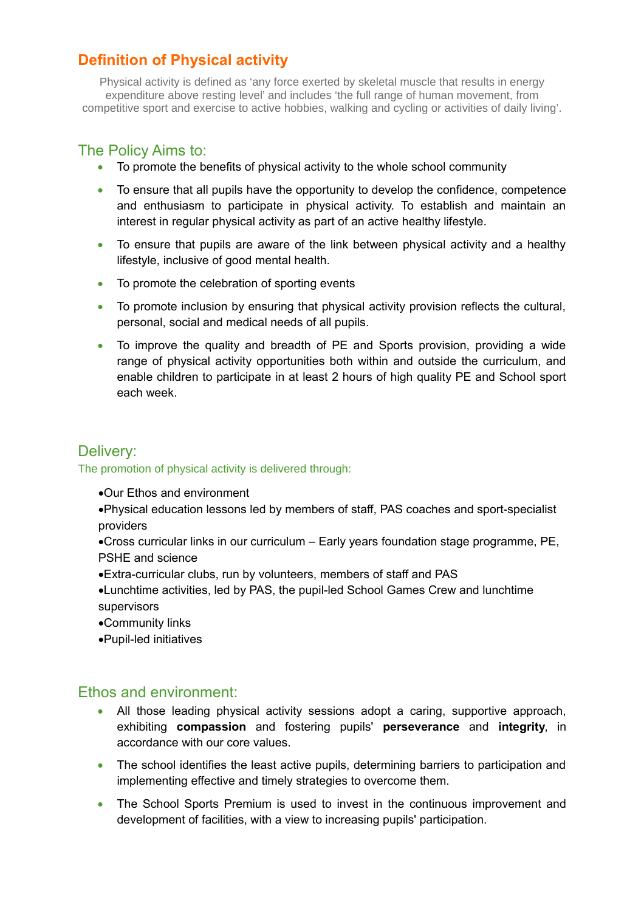## Definition of Physical activity

Physical activity is defined as 'any force exerted by skeletal muscle that results in energy expenditure above resting level' and includes 'the full range of human movement, from competitive sport and exercise to active hobbies, walking and cycling or activities of daily living'.

## The Policy Aims to:

- To promote the benefits of physical activity to the whole school community
- To ensure that all pupils have the opportunity to develop the confidence, competence and enthusiasm to participate in physical activity. To establish and maintain an interest in regular physical activity as part of an active healthy lifestyle.
- To ensure that pupils are aware of the link between physical activity and a healthy lifestyle, inclusive of good mental health.
- To promote the celebration of sporting events
- To promote inclusion by ensuring that physical activity provision reflects the cultural, personal, social and medical needs of all pupils.
- To improve the quality and breadth of PE and Sports provision, providing a wide range of physical activity opportunities both within and outside the curriculum, and enable children to participate in at least 2 hours of high quality PE and School sport each week.

## Delivery:

The promotion of physical activity is delivered through:

- Our Ethos and environment
- Physical education lessons led by members of staff, PAS coaches and sport-specialist providers
- Cross curricular links in our curriculum – Early years foundation stage programme, PE, PSHE and science
- Extra-curricular clubs, run by volunteers, members of staff and PAS
- Lunchtime activities, led by PAS, the pupil-led School Games Crew and lunchtime supervisors
- Community links
- Pupil-led initiatives

## Ethos and environment:

- All those leading physical activity sessions adopt a caring, supportive approach, exhibiting **compassion** and fostering pupils' **perseverance** and **integrity**, in accordance with our core values.
- The school identifies the least active pupils, determining barriers to participation and implementing effective and timely strategies to overcome them.
- The School Sports Premium is used to invest in the continuous improvement and development of facilities, with a view to increasing pupils' participation.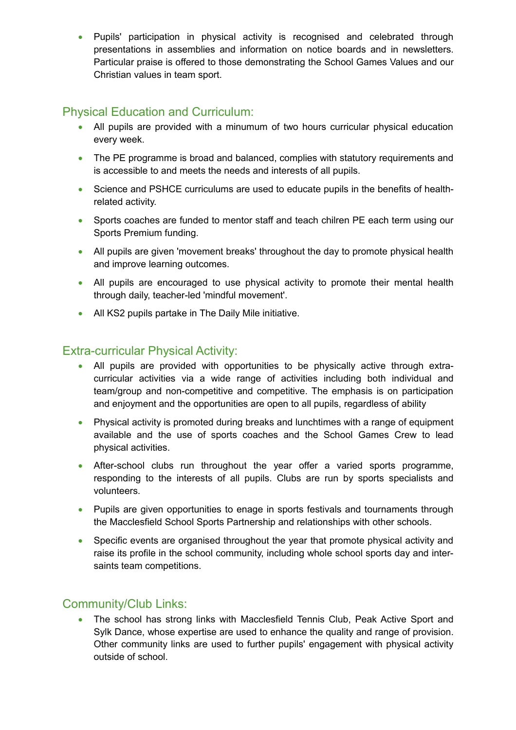- Pupils' participation in physical activity is recognised and celebrated through presentations in assemblies and information on notice boards and in newsletters. Particular praise is offered to those demonstrating the School Games Values and our Christian values in team sport.

## Physical Education and Curriculum:

- All pupils are provided with a minumum of two hours curricular physical education every week.
- The PE programme is broad and balanced, complies with statutory requirements and is accessible to and meets the needs and interests of all pupils.
- Science and PSHCE curriculums are used to educate pupils in the benefits of health-related activity.
- Sports coaches are funded to mentor staff and teach chilren PE each term using our Sports Premium funding.
- All pupils are given 'movement breaks' throughout the day to promote physical health and improve learning outcomes.
- All pupils are encouraged to use physical activity to promote their mental health through daily, teacher-led 'mindful movement'.
- All KS2 pupils partake in The Daily Mile initiative.

## Extra-curricular Physical Activity:

- All pupils are provided with opportunities to be physically active through extra-curricular activities via a wide range of activities including both individual and team/group and non-competitive and competitive. The emphasis is on participation and enjoyment and the opportunities are open to all pupils, regardless of ability
- Physical activity is promoted during breaks and lunchtimes with a range of equipment available and the use of sports coaches and the School Games Crew to lead physical activities.
- After-school clubs run throughout the year offer a varied sports programme, responding to the interests of all pupils. Clubs are run by sports specialists and volunteers.
- Pupils are given opportunities to enage in sports festivals and tournaments through the Macclesfield School Sports Partnership and relationships with other schools.
- Specific events are organised throughout the year that promote physical activity and raise its profile in the school community, including whole school sports day and inter-saints team competitions.

## Community/Club Links:

- The school has strong links with Macclesfield Tennis Club, Peak Active Sport and Sylk Dance, whose expertise are used to enhance the quality and range of provision. Other community links are used to further pupils' engagement with physical activity outside of school.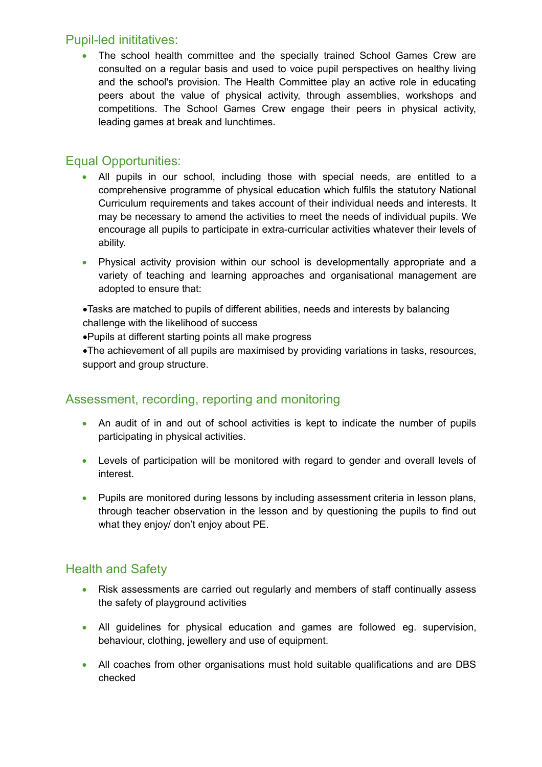## Pupil-led inititatives:

- The school health committee and the specially trained School Games Crew are consulted on a regular basis and used to voice pupil perspectives on healthy living and the school's provision. The Health Committee play an active role in educating peers about the value of physical activity, through assemblies, workshops and competitions. The School Games Crew engage their peers in physical activity, leading games at break and lunchtimes.

## Equal Opportunities:

- All pupils in our school, including those with special needs, are entitled to a comprehensive programme of physical education which fulfils the statutory National Curriculum requirements and takes account of their individual needs and interests. It may be necessary to amend the activities to meet the needs of individual pupils. We encourage all pupils to participate in extra-curricular activities whatever their levels of ability.
- Physical activity provision within our school is developmentally appropriate and a variety of teaching and learning approaches and organisational management are adopted to ensure that:

•Tasks are matched to pupils of different abilities, needs and interests by balancing challenge with the likelihood of success
•Pupils at different starting points all make progress
•The achievement of all pupils are maximised by providing variations in tasks, resources, support and group structure.

## Assessment, recording, reporting and monitoring

- An audit of in and out of school activities is kept to indicate the number of pupils participating in physical activities.
- Levels of participation will be monitored with regard to gender and overall levels of interest.
- Pupils are monitored during lessons by including assessment criteria in lesson plans, through teacher observation in the lesson and by questioning the pupils to find out what they enjoy/ don't enjoy about PE.

## Health and Safety

- Risk assessments are carried out regularly and members of staff continually assess the safety of playground activities
- All guidelines for physical education and games are followed eg. supervision, behaviour, clothing, jewellery and use of equipment.
- All coaches from other organisations must hold suitable qualifications and are DBS checked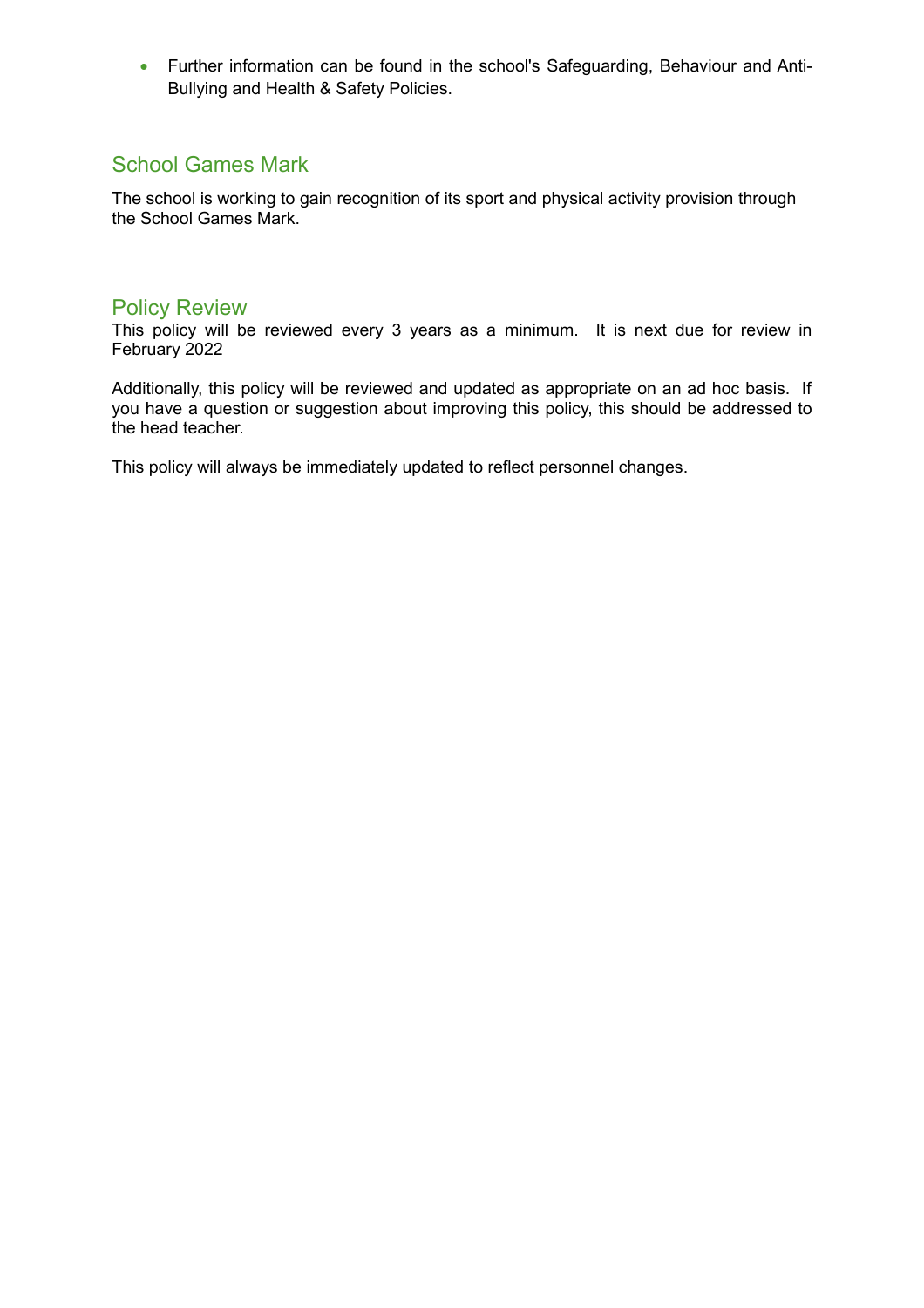- Further information can be found in the school's Safeguarding, Behaviour and Anti-Bullying and Health & Safety Policies.

## School Games Mark

The school is working to gain recognition of its sport and physical activity provision through the School Games Mark.

## Policy Review

This policy will be reviewed every 3 years as a minimum. It is next due for review in February 2022

Additionally, this policy will be reviewed and updated as appropriate on an ad hoc basis. If you have a question or suggestion about improving this policy, this should be addressed to the head teacher.

This policy will always be immediately updated to reflect personnel changes.